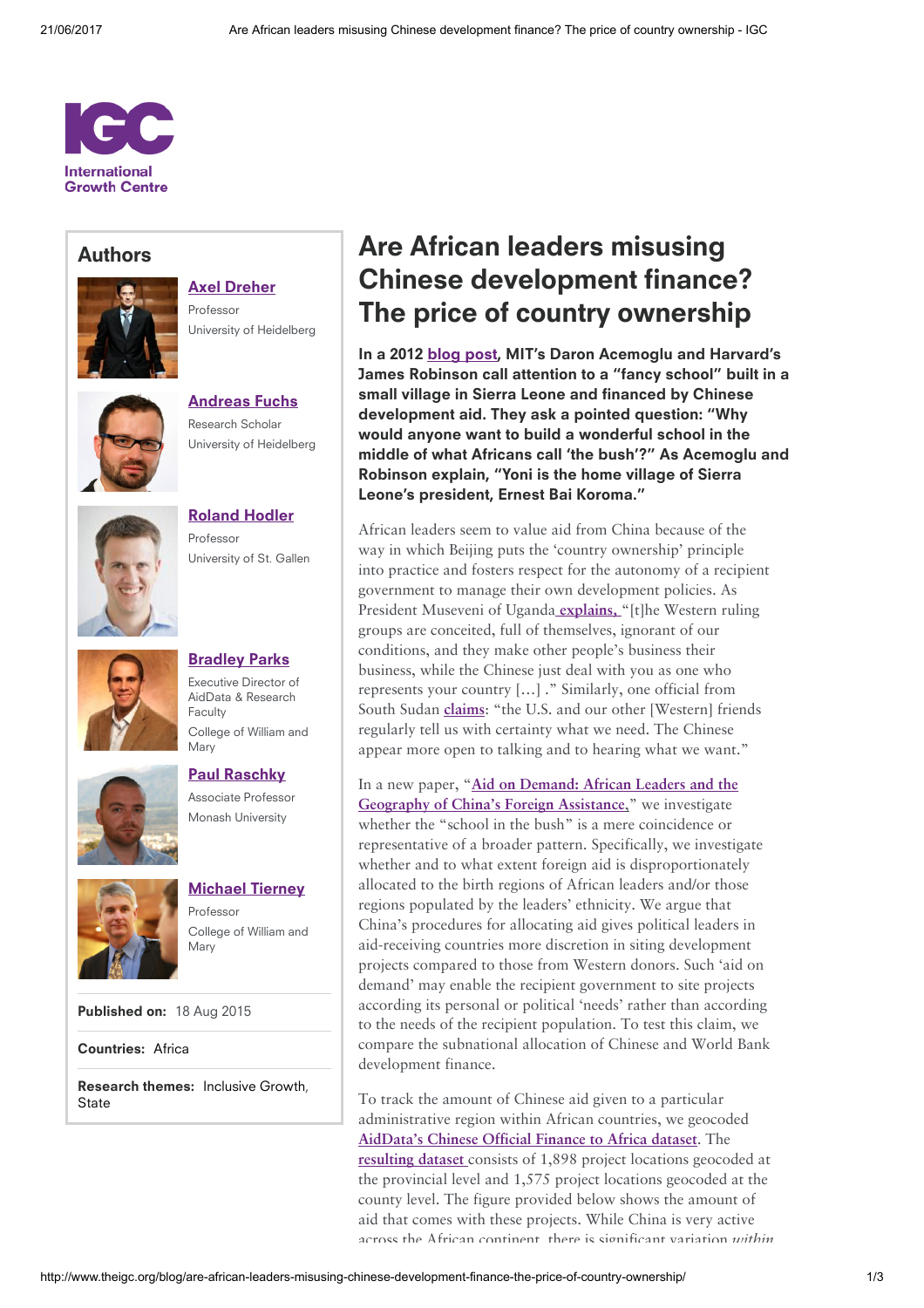International Growth Centre

## Authors

**Axel Dreher**
Professor
University of Heidelberg

**Andreas Fuchs**
Research Scholar
University of Heidelberg

**Roland Hodler**
Professor
University of St. Gallen

**Bradley Parks**
Executive Director of AidData & Research Faculty
College of William and Mary

**Paul Raschky**
Associate Professor
Monash University

**Michael Tierney**
Professor
College of William and Mary

**Published on:** 18 Aug 2015

**Countries:** Africa

**Research themes:** Inclusive Growth, State

# Are African leaders misusing Chinese development finance? The price of country ownership

**In a 2012 blog post, MIT's Daron Acemoglu and Harvard's James Robinson call attention to a "fancy school" built in a small village in Sierra Leone and financed by Chinese development aid. They ask a pointed question: "Why would anyone want to build a wonderful school in the middle of what Africans call 'the bush'?" As Acemoglu and Robinson explain, "Yoni is the home village of Sierra Leone's president, Ernest Bai Koroma."**

African leaders seem to value aid from China because of the way in which Beijing puts the 'country ownership' principle into practice and fosters respect for the autonomy of a recipient government to manage their own development policies. As President Museveni of Uganda explains, "[t]he Western ruling groups are conceited, full of themselves, ignorant of our conditions, and they make other people's business their business, while the Chinese just deal with you as one who represents your country […] ." Similarly, one official from South Sudan claims: "the U.S. and our other [Western] friends regularly tell us with certainty what we need. The Chinese appear more open to talking and to hearing what we want."

In a new paper, "Aid on Demand: African Leaders and the Geography of China's Foreign Assistance," we investigate whether the "school in the bush" is a mere coincidence or representative of a broader pattern. Specifically, we investigate whether and to what extent foreign aid is disproportionately allocated to the birth regions of African leaders and/or those regions populated by the leaders' ethnicity. We argue that China's procedures for allocating aid gives political leaders in aid-receiving countries more discretion in siting development projects compared to those from Western donors. Such 'aid on demand' may enable the recipient government to site projects according its personal or political 'needs' rather than according to the needs of the recipient population. To test this claim, we compare the subnational allocation of Chinese and World Bank development finance.

To track the amount of Chinese aid given to a particular administrative region within African countries, we geocoded AidData's Chinese Official Finance to Africa dataset. The resulting dataset consists of 1,898 project locations geocoded at the provincial level and 1,575 project locations geocoded at the county level. The figure provided below shows the amount of aid that comes with these projects. While China is very active across the African continent, there is significant variation *within*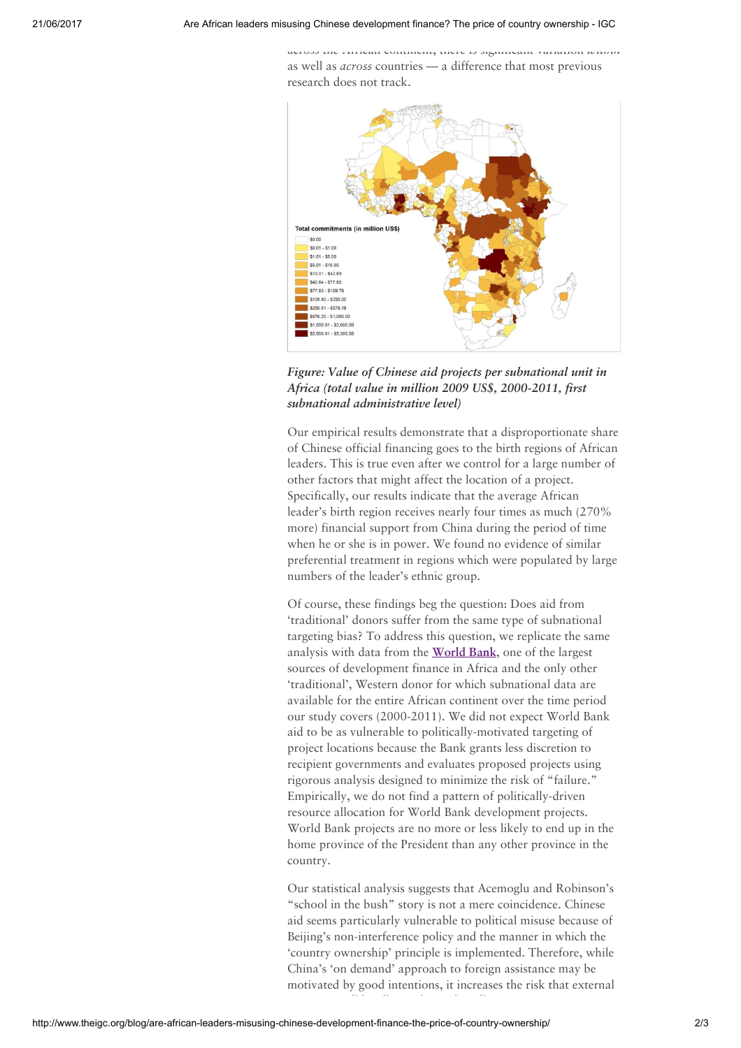across the African continent, there is significant variation *within* as well as *across* countries — a difference that most previous research does not track.

*Figure: Value of Chinese aid projects per subnational unit in Africa (total value in million 2009 US$, 2000-2011, first subnational administrative level)*

Our empirical results demonstrate that a disproportionate share of Chinese official financing goes to the birth regions of African leaders. This is true even after we control for a large number of other factors that might affect the location of a project. Specifically, our results indicate that the average African leader's birth region receives nearly four times as much (270% more) financial support from China during the period of time when he or she is in power. We found no evidence of similar preferential treatment in regions which were populated by large numbers of the leader's ethnic group.

Of course, these findings beg the question: Does aid from 'traditional' donors suffer from the same type of subnational targeting bias? To address this question, we replicate the same analysis with data from the **World Bank**, one of the largest sources of development finance in Africa and the only other 'traditional', Western donor for which subnational data are available for the entire African continent over the time period our study covers (2000-2011). We did not expect World Bank aid to be as vulnerable to politically-motivated targeting of project locations because the Bank grants less discretion to recipient governments and evaluates proposed projects using rigorous analysis designed to minimize the risk of "failure." Empirically, we do not find a pattern of politically-driven resource allocation for World Bank development projects. World Bank projects are no more or less likely to end up in the home province of the President than any other province in the country.

Our statistical analysis suggests that Acemoglu and Robinson's "school in the bush" story is not a mere coincidence. Chinese aid seems particularly vulnerable to political misuse because of Beijing's non-interference policy and the manner in which the 'country ownership' principle is implemented. Therefore, while China's 'on demand' approach to foreign assistance may be motivated by good intentions, it increases the risk that external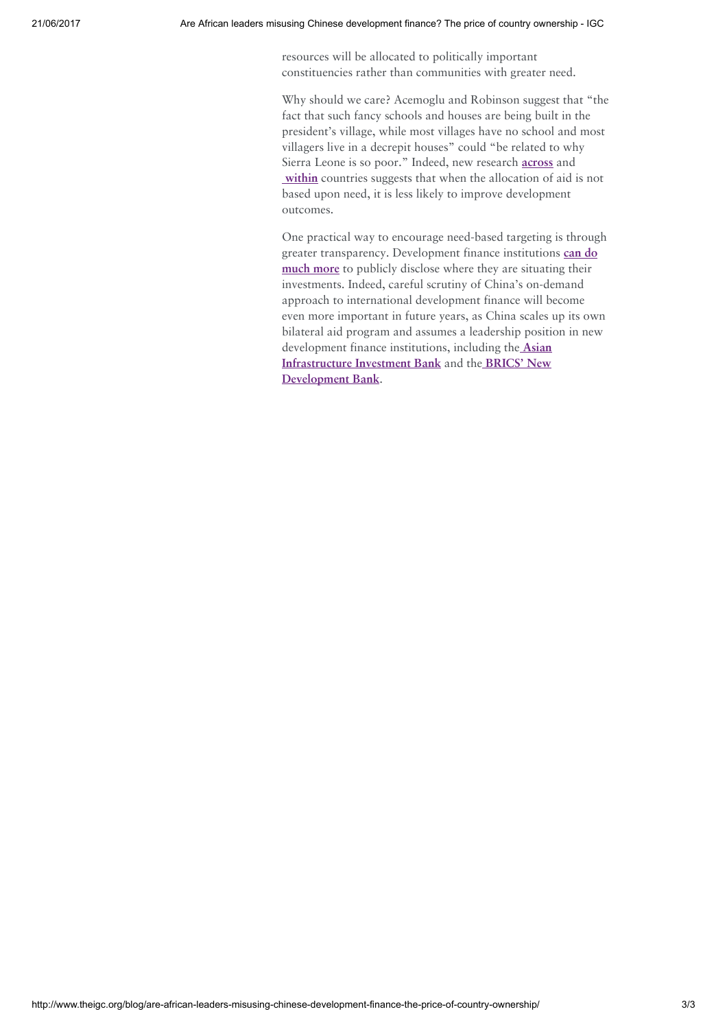resources will be allocated to politically important constituencies rather than communities with greater need.

Why should we care? Acemoglu and Robinson suggest that "the fact that such fancy schools and houses are being built in the president's village, while most villages have no school and most villagers live in a decrepit houses" could "be related to why Sierra Leone is so poor." Indeed, new research **across** and **within** countries suggests that when the allocation of aid is not based upon need, it is less likely to improve development outcomes.

One practical way to encourage need-based targeting is through greater transparency. Development finance institutions **can do much more** to publicly disclose where they are situating their investments. Indeed, careful scrutiny of China's on-demand approach to international development finance will become even more important in future years, as China scales up its own bilateral aid program and assumes a leadership position in new development finance institutions, including the **Asian Infrastructure Investment Bank** and the **BRICS' New Development Bank**.